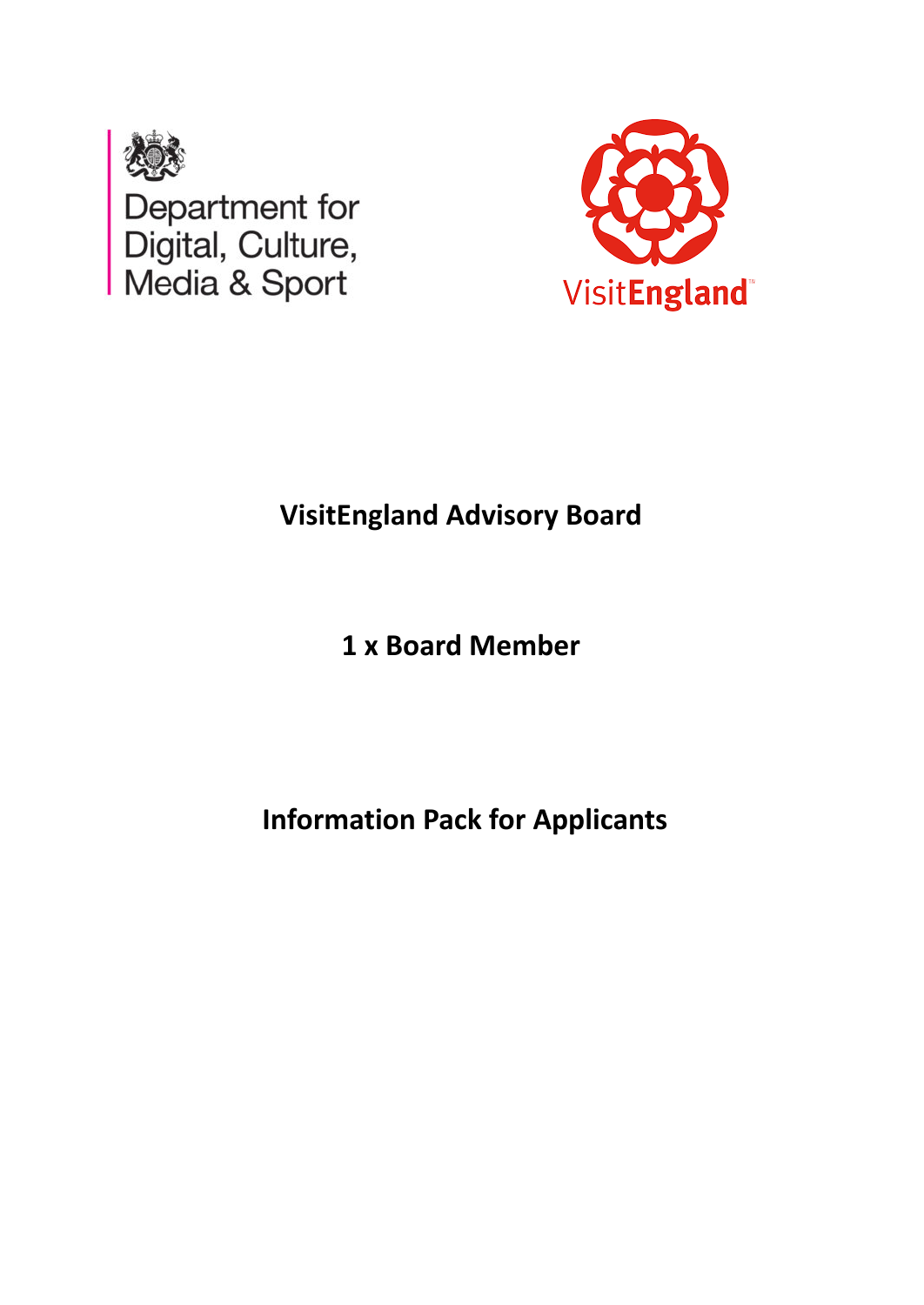Department for Digital, Culture, Media & Sport

VisitEngland

# VisitEngland Advisory Board

## 1 x Board Member

## Information Pack for Applicants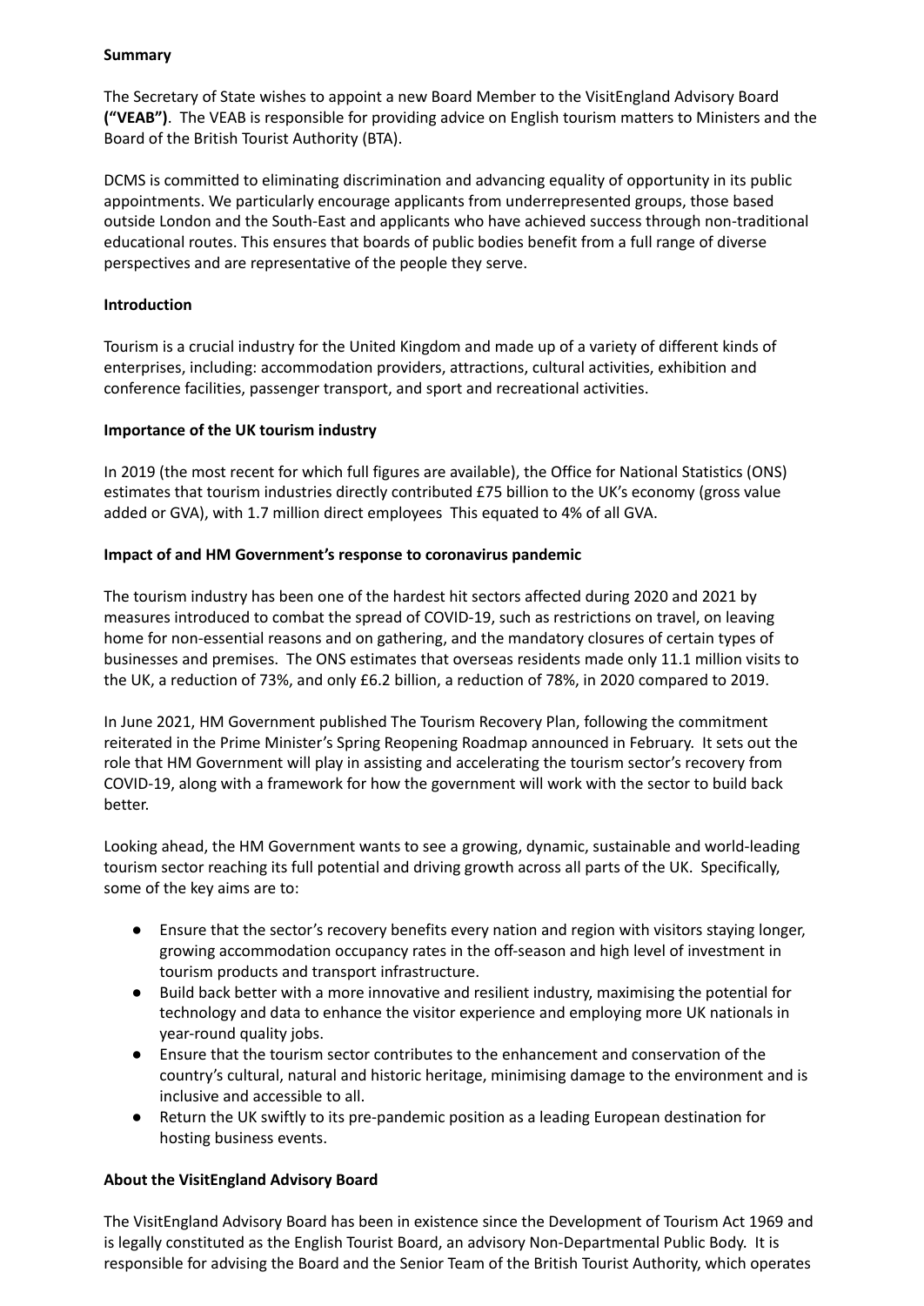**Summary**

The Secretary of State wishes to appoint a new Board Member to the VisitEngland Advisory Board **("VEAB")**. The VEAB is responsible for providing advice on English tourism matters to Ministers and the Board of the British Tourist Authority (BTA).

DCMS is committed to eliminating discrimination and advancing equality of opportunity in its public appointments. We particularly encourage applicants from underrepresented groups, those based outside London and the South-East and applicants who have achieved success through non-traditional educational routes. This ensures that boards of public bodies benefit from a full range of diverse perspectives and are representative of the people they serve.

**Introduction**

Tourism is a crucial industry for the United Kingdom and made up of a variety of different kinds of enterprises, including: accommodation providers, attractions, cultural activities, exhibition and conference facilities, passenger transport, and sport and recreational activities.

**Importance of the UK tourism industry**

In 2019 (the most recent for which full figures are available), the Office for National Statistics (ONS) estimates that tourism industries directly contributed £75 billion to the UK's economy (gross value added or GVA), with 1.7 million direct employees This equated to 4% of all GVA.

**Impact of and HM Government's response to coronavirus pandemic**

The tourism industry has been one of the hardest hit sectors affected during 2020 and 2021 by measures introduced to combat the spread of COVID-19, such as restrictions on travel, on leaving home for non-essential reasons and on gathering, and the mandatory closures of certain types of businesses and premises. The ONS estimates that overseas residents made only 11.1 million visits to the UK, a reduction of 73%, and only £6.2 billion, a reduction of 78%, in 2020 compared to 2019.

In June 2021, HM Government published The Tourism Recovery Plan, following the commitment reiterated in the Prime Minister's Spring Reopening Roadmap announced in February. It sets out the role that HM Government will play in assisting and accelerating the tourism sector's recovery from COVID-19, along with a framework for how the government will work with the sector to build back better.

Looking ahead, the HM Government wants to see a growing, dynamic, sustainable and world-leading tourism sector reaching its full potential and driving growth across all parts of the UK. Specifically, some of the key aims are to:

- Ensure that the sector's recovery benefits every nation and region with visitors staying longer, growing accommodation occupancy rates in the off-season and high level of investment in tourism products and transport infrastructure.
- Build back better with a more innovative and resilient industry, maximising the potential for technology and data to enhance the visitor experience and employing more UK nationals in year-round quality jobs.
- Ensure that the tourism sector contributes to the enhancement and conservation of the country's cultural, natural and historic heritage, minimising damage to the environment and is inclusive and accessible to all.
- Return the UK swiftly to its pre-pandemic position as a leading European destination for hosting business events.

**About the VisitEngland Advisory Board**

The VisitEngland Advisory Board has been in existence since the Development of Tourism Act 1969 and is legally constituted as the English Tourist Board, an advisory Non-Departmental Public Body. It is responsible for advising the Board and the Senior Team of the British Tourist Authority, which operates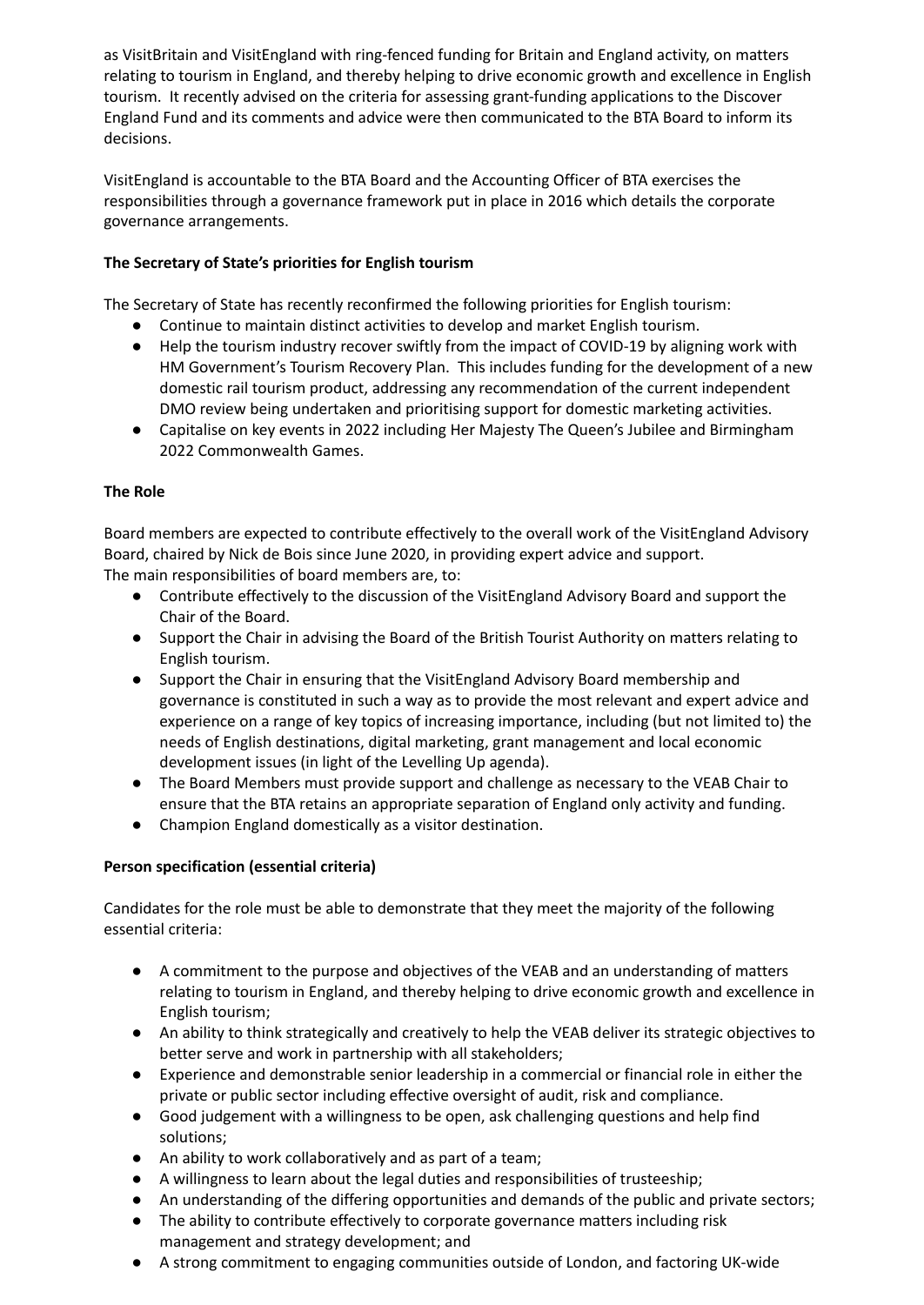as VisitBritain and VisitEngland with ring-fenced funding for Britain and England activity, on matters relating to tourism in England, and thereby helping to drive economic growth and excellence in English tourism. It recently advised on the criteria for assessing grant-funding applications to the Discover England Fund and its comments and advice were then communicated to the BTA Board to inform its decisions.

VisitEngland is accountable to the BTA Board and the Accounting Officer of BTA exercises the responsibilities through a governance framework put in place in 2016 which details the corporate governance arrangements.

**The Secretary of State's priorities for English tourism**

The Secretary of State has recently reconfirmed the following priorities for English tourism:

- Continue to maintain distinct activities to develop and market English tourism.
- Help the tourism industry recover swiftly from the impact of COVID-19 by aligning work with HM Government's Tourism Recovery Plan. This includes funding for the development of a new domestic rail tourism product, addressing any recommendation of the current independent DMO review being undertaken and prioritising support for domestic marketing activities.
- Capitalise on key events in 2022 including Her Majesty The Queen's Jubilee and Birmingham 2022 Commonwealth Games.

**The Role**

Board members are expected to contribute effectively to the overall work of the VisitEngland Advisory Board, chaired by Nick de Bois since June 2020, in providing expert advice and support.
The main responsibilities of board members are, to:

- Contribute effectively to the discussion of the VisitEngland Advisory Board and support the Chair of the Board.
- Support the Chair in advising the Board of the British Tourist Authority on matters relating to English tourism.
- Support the Chair in ensuring that the VisitEngland Advisory Board membership and governance is constituted in such a way as to provide the most relevant and expert advice and experience on a range of key topics of increasing importance, including (but not limited to) the needs of English destinations, digital marketing, grant management and local economic development issues (in light of the Levelling Up agenda).
- The Board Members must provide support and challenge as necessary to the VEAB Chair to ensure that the BTA retains an appropriate separation of England only activity and funding.
- Champion England domestically as a visitor destination.

**Person specification (essential criteria)**

Candidates for the role must be able to demonstrate that they meet the majority of the following essential criteria:

- A commitment to the purpose and objectives of the VEAB and an understanding of matters relating to tourism in England, and thereby helping to drive economic growth and excellence in English tourism;
- An ability to think strategically and creatively to help the VEAB deliver its strategic objectives to better serve and work in partnership with all stakeholders;
- Experience and demonstrable senior leadership in a commercial or financial role in either the private or public sector including effective oversight of audit, risk and compliance.
- Good judgement with a willingness to be open, ask challenging questions and help find solutions;
- An ability to work collaboratively and as part of a team;
- A willingness to learn about the legal duties and responsibilities of trusteeship;
- An understanding of the differing opportunities and demands of the public and private sectors;
- The ability to contribute effectively to corporate governance matters including risk management and strategy development; and
- A strong commitment to engaging communities outside of London, and factoring UK-wide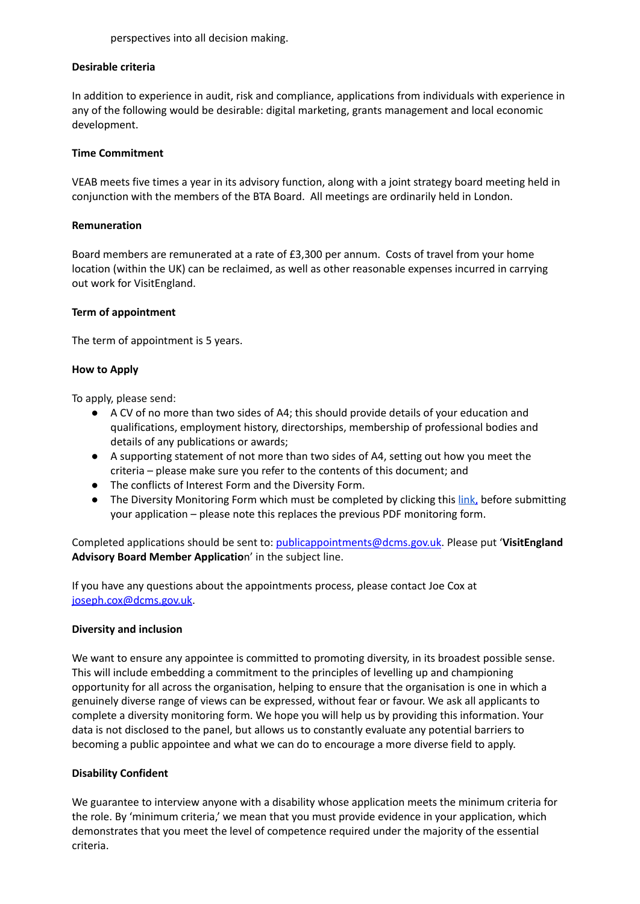perspectives into all decision making.

**Desirable criteria**

In addition to experience in audit, risk and compliance, applications from individuals with experience in any of the following would be desirable: digital marketing, grants management and local economic development.

**Time Commitment**

VEAB meets five times a year in its advisory function, along with a joint strategy board meeting held in conjunction with the members of the BTA Board. All meetings are ordinarily held in London.

**Remuneration**

Board members are remunerated at a rate of £3,300 per annum. Costs of travel from your home location (within the UK) can be reclaimed, as well as other reasonable expenses incurred in carrying out work for VisitEngland.

**Term of appointment**

The term of appointment is 5 years.

**How to Apply**

To apply, please send:

- A CV of no more than two sides of A4; this should provide details of your education and qualifications, employment history, directorships, membership of professional bodies and details of any publications or awards;
- A supporting statement of not more than two sides of A4, setting out how you meet the criteria – please make sure you refer to the contents of this document; and
- The conflicts of Interest Form and the Diversity Form.
- The Diversity Monitoring Form which must be completed by clicking this link, before submitting your application – please note this replaces the previous PDF monitoring form.

Completed applications should be sent to: publicappointments@dcms.gov.uk. Please put '**VisitEngland Advisory Board Member Application**' in the subject line.

If you have any questions about the appointments process, please contact Joe Cox at joseph.cox@dcms.gov.uk.

**Diversity and inclusion**

We want to ensure any appointee is committed to promoting diversity, in its broadest possible sense. This will include embedding a commitment to the principles of levelling up and championing opportunity for all across the organisation, helping to ensure that the organisation is one in which a genuinely diverse range of views can be expressed, without fear or favour. We ask all applicants to complete a diversity monitoring form. We hope you will help us by providing this information. Your data is not disclosed to the panel, but allows us to constantly evaluate any potential barriers to becoming a public appointee and what we can do to encourage a more diverse field to apply.

**Disability Confident**

We guarantee to interview anyone with a disability whose application meets the minimum criteria for the role. By 'minimum criteria,' we mean that you must provide evidence in your application, which demonstrates that you meet the level of competence required under the majority of the essential criteria.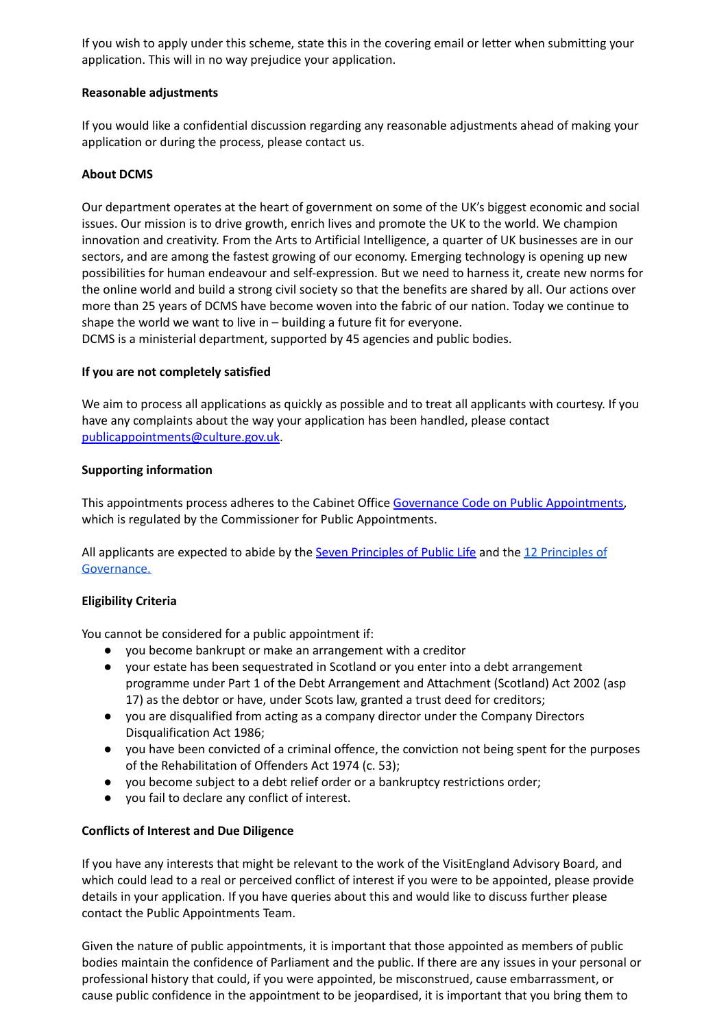If you wish to apply under this scheme, state this in the covering email or letter when submitting your application. This will in no way prejudice your application.

**Reasonable adjustments**

If you would like a confidential discussion regarding any reasonable adjustments ahead of making your application or during the process, please contact us.

**About DCMS**

Our department operates at the heart of government on some of the UK's biggest economic and social issues. Our mission is to drive growth, enrich lives and promote the UK to the world. We champion innovation and creativity. From the Arts to Artificial Intelligence, a quarter of UK businesses are in our sectors, and are among the fastest growing of our economy. Emerging technology is opening up new possibilities for human endeavour and self-expression. But we need to harness it, create new norms for the online world and build a strong civil society so that the benefits are shared by all. Our actions over more than 25 years of DCMS have become woven into the fabric of our nation. Today we continue to shape the world we want to live in – building a future fit for everyone.
DCMS is a ministerial department, supported by 45 agencies and public bodies.

**If you are not completely satisfied**

We aim to process all applications as quickly as possible and to treat all applicants with courtesy. If you have any complaints about the way your application has been handled, please contact [publicappointments@culture.gov.uk](mailto:publicappointments@culture.gov.uk).

**Supporting information**

This appointments process adheres to the Cabinet Office [Governance Code on Public Appointments](), which is regulated by the Commissioner for Public Appointments.

All applicants are expected to abide by the [Seven Principles of Public Life]() and the [12 Principles of Governance.]()

**Eligibility Criteria**

You cannot be considered for a public appointment if:

- you become bankrupt or make an arrangement with a creditor
- your estate has been sequestrated in Scotland or you enter into a debt arrangement programme under Part 1 of the Debt Arrangement and Attachment (Scotland) Act 2002 (asp 17) as the debtor or have, under Scots law, granted a trust deed for creditors;
- you are disqualified from acting as a company director under the Company Directors Disqualification Act 1986;
- you have been convicted of a criminal offence, the conviction not being spent for the purposes of the Rehabilitation of Offenders Act 1974 (c. 53);
- you become subject to a debt relief order or a bankruptcy restrictions order;
- you fail to declare any conflict of interest.

**Conflicts of Interest and Due Diligence**

If you have any interests that might be relevant to the work of the VisitEngland Advisory Board, and which could lead to a real or perceived conflict of interest if you were to be appointed, please provide details in your application. If you have queries about this and would like to discuss further please contact the Public Appointments Team.

Given the nature of public appointments, it is important that those appointed as members of public bodies maintain the confidence of Parliament and the public. If there are any issues in your personal or professional history that could, if you were appointed, be misconstrued, cause embarrassment, or cause public confidence in the appointment to be jeopardised, it is important that you bring them to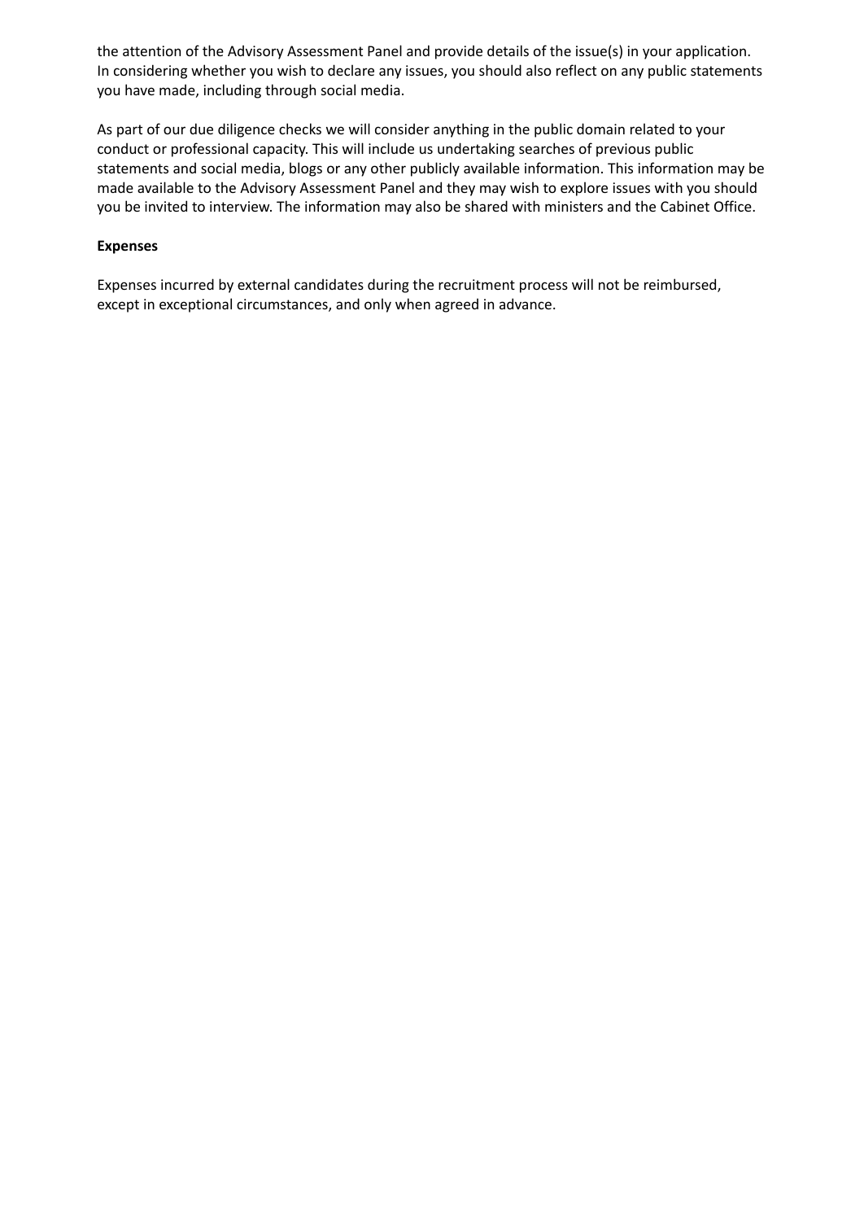the attention of the Advisory Assessment Panel and provide details of the issue(s) in your application. In considering whether you wish to declare any issues, you should also reflect on any public statements you have made, including through social media.

As part of our due diligence checks we will consider anything in the public domain related to your conduct or professional capacity. This will include us undertaking searches of previous public statements and social media, blogs or any other publicly available information. This information may be made available to the Advisory Assessment Panel and they may wish to explore issues with you should you be invited to interview. The information may also be shared with ministers and the Cabinet Office.

**Expenses**

Expenses incurred by external candidates during the recruitment process will not be reimbursed, except in exceptional circumstances, and only when agreed in advance.